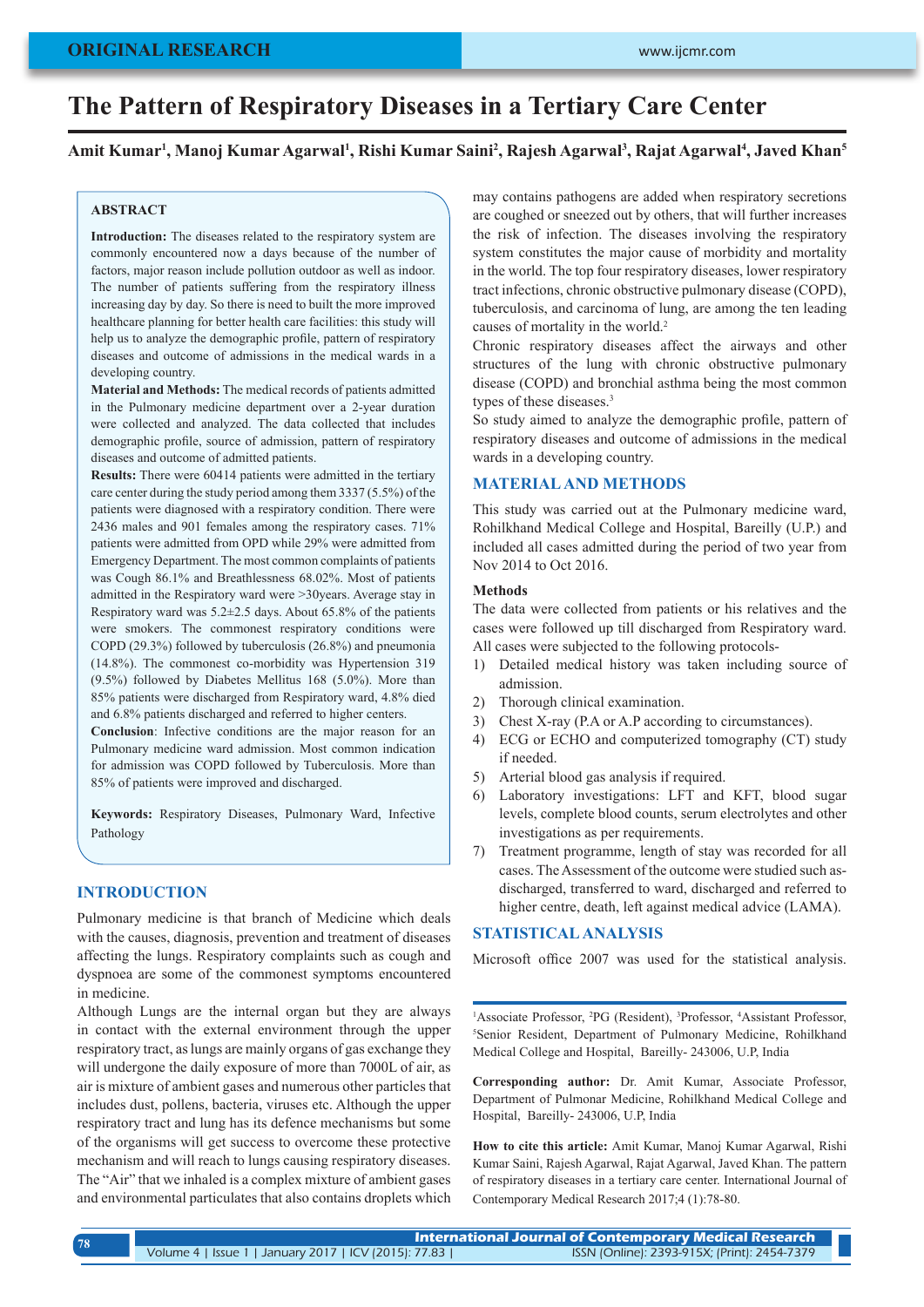ORIGINAL RESEARCH

# The Pattern of Respiratory Diseases in a Tertiary Care Center

**Amit Kumar[1], Manoj Kumar Agarwal[1], Rishi Kumar Saini[2], Rajesh Agarwal[3], Rajat Agarwal[4], Javed Khan[5]**

## ABSTRACT

**Introduction:** The diseases related to the respiratory system are commonly encountered now a days because of the number of factors, major reason include pollution outdoor as well as indoor. The number of patients suffering from the respiratory illness increasing day by day. So there is need to built the more improved healthcare planning for better health care facilities: this study will help us to analyze the demographic profile, pattern of respiratory diseases and outcome of admissions in the medical wards in a developing country.

**Material and Methods:** The medical records of patients admitted in the Pulmonary medicine department over a 2-year duration were collected and analyzed. The data collected that includes demographic profile, source of admission, pattern of respiratory diseases and outcome of admitted patients.

**Results:** There were 60414 patients were admitted in the tertiary care center during the study period among them 3337 (5.5%) of the patients were diagnosed with a respiratory condition. There were 2436 males and 901 females among the respiratory cases. 71% patients were admitted from OPD while 29% were admitted from Emergency Department. The most common complaints of patients was Cough 86.1% and Breathlessness 68.02%. Most of patients admitted in the Respiratory ward were >30years. Average stay in Respiratory ward was 5.2±2.5 days. About 65.8% of the patients were smokers. The commonest respiratory conditions were COPD (29.3%) followed by tuberculosis (26.8%) and pneumonia (14.8%). The commonest co-morbidity was Hypertension 319 (9.5%) followed by Diabetes Mellitus 168 (5.0%). More than 85% patients were discharged from Respiratory ward, 4.8% died and 6.8% patients discharged and referred to higher centers.

**Conclusion**: Infective conditions are the major reason for an Pulmonary medicine ward admission. Most common indication for admission was COPD followed by Tuberculosis. More than 85% of patients were improved and discharged.

**Keywords:** Respiratory Diseases, Pulmonary Ward, Infective Pathology

## INTRODUCTION

Pulmonary medicine is that branch of Medicine which deals with the causes, diagnosis, prevention and treatment of diseases affecting the lungs. Respiratory complaints such as cough and dyspnoea are some of the commonest symptoms encountered in medicine.

Although Lungs are the internal organ but they are always in contact with the external environment through the upper respiratory tract, as lungs are mainly organs of gas exchange they will undergone the daily exposure of more than 7000L of air, as air is mixture of ambient gases and numerous other particles that includes dust, pollens, bacteria, viruses etc. Although the upper respiratory tract and lung has its defence mechanisms but some of the organisms will get success to overcome these protective mechanism and will reach to lungs causing respiratory diseases. The "Air" that we inhaled is a complex mixture of ambient gases and environmental particulates that also contains droplets which may contains pathogens are added when respiratory secretions are coughed or sneezed out by others, that will further increases the risk of infection. The diseases involving the respiratory system constitutes the major cause of morbidity and mortality in the world. The top four respiratory diseases, lower respiratory tract infections, chronic obstructive pulmonary disease (COPD), tuberculosis, and carcinoma of lung, are among the ten leading causes of mortality in the world.[2]

Chronic respiratory diseases affect the airways and other structures of the lung with chronic obstructive pulmonary disease (COPD) and bronchial asthma being the most common types of these diseases.[3]

So study aimed to analyze the demographic profile, pattern of respiratory diseases and outcome of admissions in the medical wards in a developing country.

## MATERIAL AND METHODS

This study was carried out at the Pulmonary medicine ward, Rohilkhand Medical College and Hospital, Bareilly (U.P.) and included all cases admitted during the period of two year from Nov 2014 to Oct 2016.

### Methods

The data were collected from patients or his relatives and the cases were followed up till discharged from Respiratory ward. All cases were subjected to the following protocols-

1) Detailed medical history was taken including source of admission.
2) Thorough clinical examination.
3) Chest X-ray (P.A or A.P according to circumstances).
4) ECG or ECHO and computerized tomography (CT) study if needed.
5) Arterial blood gas analysis if required.
6) Laboratory investigations: LFT and KFT, blood sugar levels, complete blood counts, serum electrolytes and other investigations as per requirements.
7) Treatment programme, length of stay was recorded for all cases. The Assessment of the outcome were studied such as-discharged, transferred to ward, discharged and referred to higher centre, death, left against medical advice (LAMA).

## STATISTICAL ANALYSIS

Microsoft office 2007 was used for the statistical analysis.

---

[1]Associate Professor, [2]PG (Resident), [3]Professor, [4]Assistant Professor, [5]Senior Resident, Department of Pulmonary Medicine, Rohilkhand Medical College and Hospital, Bareilly- 243006, U.P, India

**Corresponding author:** Dr. Amit Kumar, Associate Professor, Department of Pulmonar Medicine, Rohilkhand Medical College and Hospital, Bareilly- 243006, U.P, India

**How to cite this article:** Amit Kumar, Manoj Kumar Agarwal, Rishi Kumar Saini, Rajesh Agarwal, Rajat Agarwal, Javed Khan. The pattern of respiratory diseases in a tertiary care center. International Journal of Contemporary Medical Research 2017;4 (1):78-80.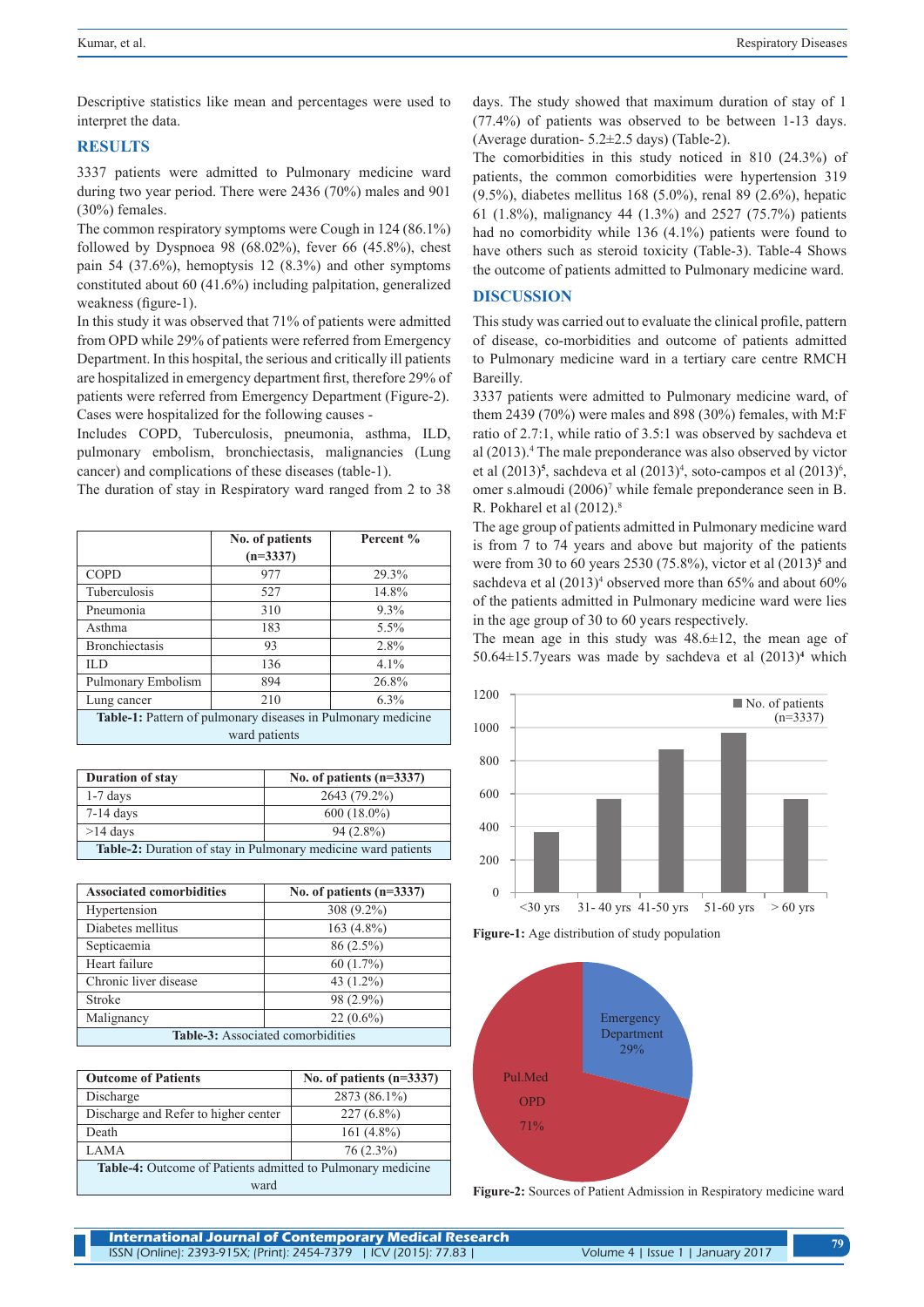Descriptive statistics like mean and percentages were used to interpret the data.

## RESULTS

3337 patients were admitted to Pulmonary medicine ward during two year period. There were 2436 (70%) males and 901 (30%) females.

The common respiratory symptoms were Cough in 124 (86.1%) followed by Dyspnoea 98 (68.02%), fever 66 (45.8%), chest pain 54 (37.6%), hemoptysis 12 (8.3%) and other symptoms constituted about 60 (41.6%) including palpitation, generalized weakness (figure-1).

In this study it was observed that 71% of patients were admitted from OPD while 29% of patients were referred from Emergency Department. In this hospital, the serious and critically ill patients are hospitalized in emergency department first, therefore 29% of patients were referred from Emergency Department (Figure-2).

Cases were hospitalized for the following causes -

Includes COPD, Tuberculosis, pneumonia, asthma, ILD, pulmonary embolism, bronchiectasis, malignancies (Lung cancer) and complications of these diseases (table-1).

The duration of stay in Respiratory ward ranged from 2 to 38 days. The study showed that maximum duration of stay of 1 (77.4%) of patients was observed to be between 1-13 days. (Average duration- 5.2±2.5 days) (Table-2).

The comorbidities in this study noticed in 810 (24.3%) of patients, the common comorbidities were hypertension 319 (9.5%), diabetes mellitus 168 (5.0%), renal 89 (2.6%), hepatic 61 (1.8%), malignancy 44 (1.3%) and 2527 (75.7%) patients had no comorbidity while 136 (4.1%) patients were found to have others such as steroid toxicity (Table-3). Table-4 Shows the outcome of patients admitted to Pulmonary medicine ward.

| | No. of patients (n=3337) | Percent % |
|---|---|---|
| COPD | 977 | 29.3% |
| Tuberculosis | 527 | 14.8% |
| Pneumonia | 310 | 9.3% |
| Asthma | 183 | 5.5% |
| Bronchiectasis | 93 | 2.8% |
| ILD | 136 | 4.1% |
| Pulmonary Embolism | 894 | 26.8% |
| Lung cancer | 210 | 6.3% |

**Table-1:** Pattern of pulmonary diseases in Pulmonary medicine ward patients

| Duration of stay | No. of patients (n=3337) |
|---|---|
| 1-7 days | 2643 (79.2%) |
| 7-14 days | 600 (18.0%) |
| >14 days | 94 (2.8%) |

**Table-2:** Duration of stay in Pulmonary medicine ward patients

| Associated comorbidities | No. of patients (n=3337) |
|---|---|
| Hypertension | 308 (9.2%) |
| Diabetes mellitus | 163 (4.8%) |
| Septicaemia | 86 (2.5%) |
| Heart failure | 60 (1.7%) |
| Chronic liver disease | 43 (1.2%) |
| Stroke | 98 (2.9%) |
| Malignancy | 22 (0.6%) |

**Table-3:** Associated comorbidities

| Outcome of Patients | No. of patients (n=3337) |
|---|---|
| Discharge | 2873 (86.1%) |
| Discharge and Refer to higher center | 227 (6.8%) |
| Death | 161 (4.8%) |
| LAMA | 76 (2.3%) |

**Table-4:** Outcome of Patients admitted to Pulmonary medicine ward

## DISCUSSION

This study was carried out to evaluate the clinical profile, pattern of disease, co-morbidities and outcome of patients admitted to Pulmonary medicine ward in a tertiary care centre RMCH Bareilly.

3337 patients were admitted to Pulmonary medicine ward, of them 2439 (70%) were males and 898 (30%) females, with M:F ratio of 2.7:1, while ratio of 3.5:1 was observed by sachdeva et al (2013).[4] The male preponderance was also observed by victor et al (2013)[5], sachdeva et al (2013)[4], soto-campos et al (2013)[6], omer s.almoudi (2006)[7] while female preponderance seen in B. R. Pokharel et al (2012).[8]

The age group of patients admitted in Pulmonary medicine ward is from 7 to 74 years and above but majority of the patients were from 30 to 60 years 2530 (75.8%), victor et al (2013)[5] and sachdeva et al (2013)[4] observed more than 65% and about 60% of the patients admitted in Pulmonary medicine ward were lies in the age group of 30 to 60 years respectively.

The mean age in this study was 48.6±12, the mean age of 50.64±15.7years was made by sachdeva et al (2013)[4] which

**Figure-1:** Age distribution of study population

**Figure-2:** Sources of Patient Admission in Respiratory medicine ward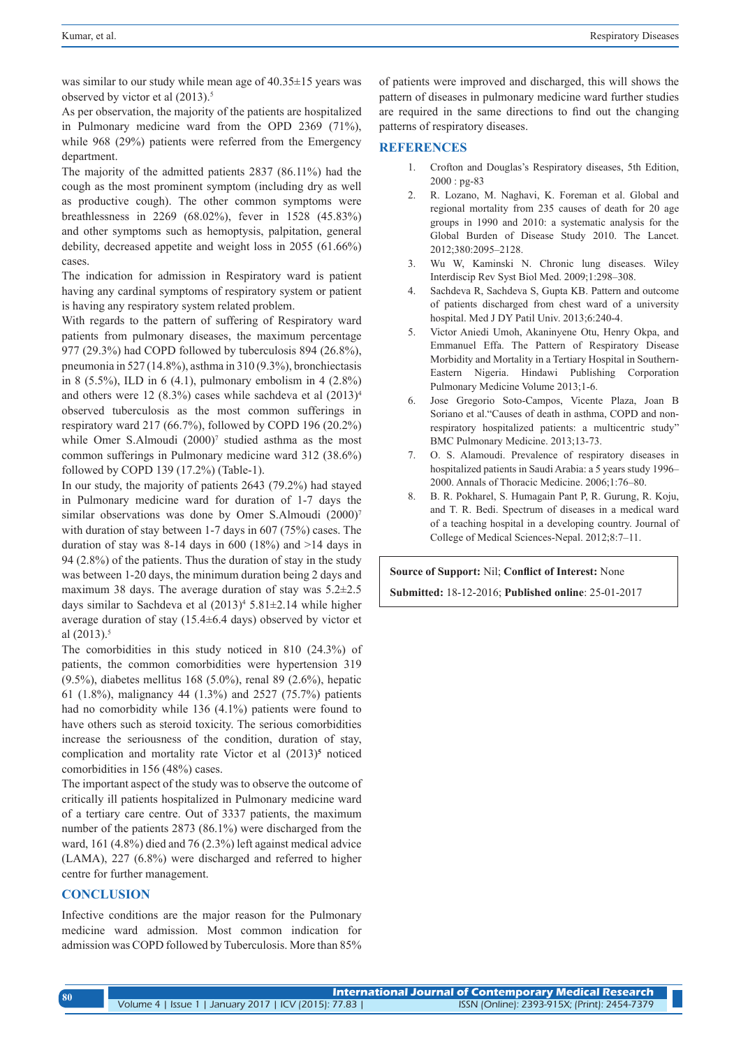was similar to our study while mean age of 40.35±15 years was observed by victor et al (2013).[5]

As per observation, the majority of the patients are hospitalized in Pulmonary medicine ward from the OPD 2369 (71%), while 968 (29%) patients were referred from the Emergency department.

The majority of the admitted patients 2837 (86.11%) had the cough as the most prominent symptom (including dry as well as productive cough). The other common symptoms were breathlessness in 2269 (68.02%), fever in 1528 (45.83%) and other symptoms such as hemoptysis, palpitation, general debility, decreased appetite and weight loss in 2055 (61.66%) cases.

The indication for admission in Respiratory ward is patient having any cardinal symptoms of respiratory system or patient is having any respiratory system related problem.

With regards to the pattern of suffering of Respiratory ward patients from pulmonary diseases, the maximum percentage 977 (29.3%) had COPD followed by tuberculosis 894 (26.8%), pneumonia in 527 (14.8%), asthma in 310 (9.3%), bronchiectasis in 8 (5.5%), ILD in 6 (4.1), pulmonary embolism in 4 (2.8%) and others were 12 (8.3%) cases while sachdeva et al (2013)[4] observed tuberculosis as the most common sufferings in respiratory ward 217 (66.7%), followed by COPD 196 (20.2%) while Omer S.Almoudi (2000)[7] studied asthma as the most common sufferings in Pulmonary medicine ward 312 (38.6%) followed by COPD 139 (17.2%) (Table-1).

In our study, the majority of patients 2643 (79.2%) had stayed in Pulmonary medicine ward for duration of 1-7 days the similar observations was done by Omer S.Almoudi (2000)[7] with duration of stay between 1-7 days in 607 (75%) cases. The duration of stay was 8-14 days in 600 (18%) and >14 days in 94 (2.8%) of the patients. Thus the duration of stay in the study was between 1-20 days, the minimum duration being 2 days and maximum 38 days. The average duration of stay was 5.2±2.5 days similar to Sachdeva et al (2013)[4] 5.81±2.14 while higher average duration of stay (15.4±6.4 days) observed by victor et al (2013).[5]

The comorbidities in this study noticed in 810 (24.3%) of patients, the common comorbidities were hypertension 319 (9.5%), diabetes mellitus 168 (5.0%), renal 89 (2.6%), hepatic 61 (1.8%), malignancy 44 (1.3%) and 2527 (75.7%) patients had no comorbidity while 136 (4.1%) patients were found to have others such as steroid toxicity. The serious comorbidities increase the seriousness of the condition, duration of stay, complication and mortality rate Victor et al (2013)[5] noticed comorbidities in 156 (48%) cases.

The important aspect of the study was to observe the outcome of critically ill patients hospitalized in Pulmonary medicine ward of a tertiary care centre. Out of 3337 patients, the maximum number of the patients 2873 (86.1%) were discharged from the ward, 161 (4.8%) died and 76 (2.3%) left against medical advice (LAMA), 227 (6.8%) were discharged and referred to higher centre for further management.

## CONCLUSION

Infective conditions are the major reason for the Pulmonary medicine ward admission. Most common indication for admission was COPD followed by Tuberculosis. More than 85% of patients were improved and discharged, this will shows the pattern of diseases in pulmonary medicine ward further studies are required in the same directions to find out the changing patterns of respiratory diseases.

## REFERENCES

1. Crofton and Douglas's Respiratory diseases, 5th Edition, 2000 : pg-83
2. R. Lozano, M. Naghavi, K. Foreman et al. Global and regional mortality from 235 causes of death for 20 age groups in 1990 and 2010: a systematic analysis for the Global Burden of Disease Study 2010. The Lancet. 2012;380:2095–2128.
3. Wu W, Kaminski N. Chronic lung diseases. Wiley Interdiscip Rev Syst Biol Med. 2009;1:298–308.
4. Sachdeva R, Sachdeva S, Gupta KB. Pattern and outcome of patients discharged from chest ward of a university hospital. Med J DY Patil Univ. 2013;6:240-4.
5. Victor Aniedi Umoh, Akaninyene Otu, Henry Okpa, and Emmanuel Effa. The Pattern of Respiratory Disease Morbidity and Mortality in a Tertiary Hospital in Southern-Eastern Nigeria. Hindawi Publishing Corporation Pulmonary Medicine Volume 2013;1-6.
6. Jose Gregorio Soto-Campos, Vicente Plaza, Joan B Soriano et al."Causes of death in asthma, COPD and non-respiratory hospitalized patients: a multicentric study" BMC Pulmonary Medicine. 2013;13-73.
7. O. S. Alamoudi. Prevalence of respiratory diseases in hospitalized patients in Saudi Arabia: a 5 years study 1996–2000. Annals of Thoracic Medicine. 2006;1:76–80.
8. B. R. Pokharel, S. Humagain Pant P, R. Gurung, R. Koju, and T. R. Bedi. Spectrum of diseases in a medical ward of a teaching hospital in a developing country. Journal of College of Medical Sciences-Nepal. 2012;8:7–11.

**Source of Support:** Nil; **Conflict of Interest:** None

**Submitted:** 18-12-2016; **Published online**: 25-01-2017